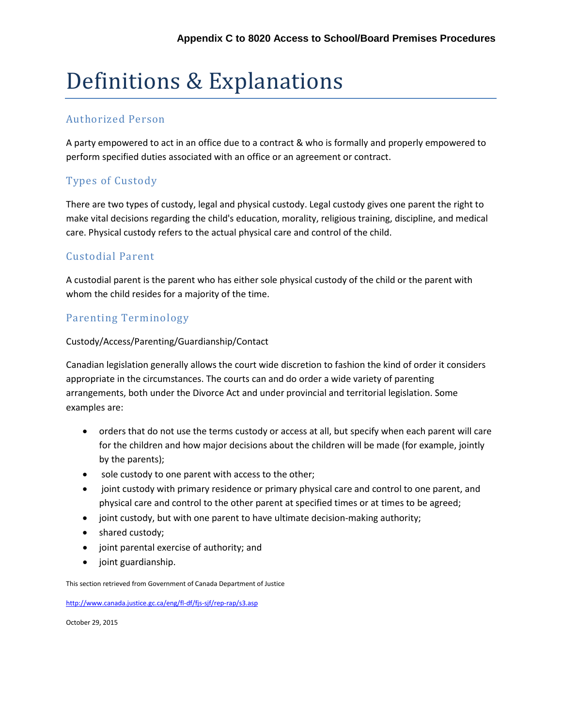# Definitions & Explanations

## Authorized Person

A party empowered to act in an office due to a contract & who is formally and properly empowered to perform specified duties associated with an office or an agreement or contract.

## Types of Custody

There are two types of custody, legal and physical custody. Legal custody gives one parent the right to make vital decisions regarding the child's education, morality, religious training, discipline, and medical care. Physical custody refers to the actual physical care and control of the child.

## Custodial Parent

A custodial parent is the parent who has either sole physical custody of the child or the parent with whom the child resides for a majority of the time.

## Parenting Terminology

Custody/Access/Parenting/Guardianship/Contact

Canadian legislation generally allows the court wide discretion to fashion the kind of order it considers appropriate in the circumstances. The courts can and do order a wide variety of parenting arrangements, both under the Divorce Act and under provincial and territorial legislation. Some examples are:

- orders that do not use the terms custody or access at all, but specify when each parent will care for the children and how major decisions about the children will be made (for example, jointly by the parents);
- sole custody to one parent with access to the other;
- joint custody with primary residence or primary physical care and control to one parent, and physical care and control to the other parent at specified times or at times to be agreed;
- joint custody, but with one parent to have ultimate decision-making authority;
- shared custody;
- joint parental exercise of authority; and
- joint guardianship.

This section retrieved from Government of Canada Department of Justice

http://www.canada.justice.gc.ca/eng/fl-df/fjs-sjf/rep-rap/s3.asp

October 29, 2015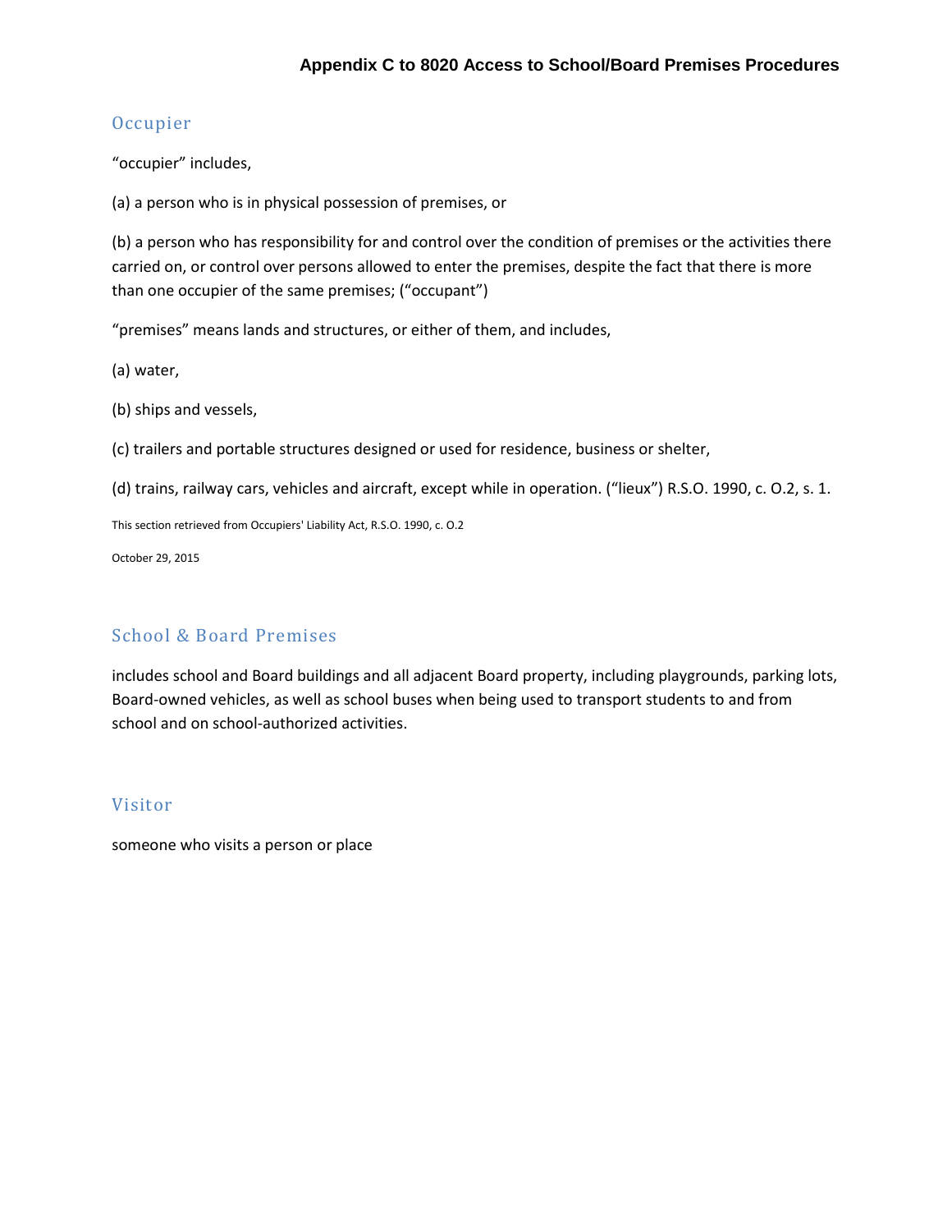## Occupier

"occupier" includes,

(a) a person who is in physical possession of premises, or

(b) a person who has responsibility for and control over the condition of premises or the activities there carried on, or control over persons allowed to enter the premises, despite the fact that there is more than one occupier of the same premises; ("occupant")

"premises" means lands and structures, or either of them, and includes,

(a) water,

(b) ships and vessels,

(c) trailers and portable structures designed or used for residence, business or shelter,

(d) trains, railway cars, vehicles and aircraft, except while in operation. ("lieux") R.S.O. 1990, c. O.2, s. 1.

This section retrieved from Occupiers' Liability Act, R.S.O. 1990, c. O.2

October 29, 2015

## School & Board Premises

includes school and Board buildings and all adjacent Board property, including playgrounds, parking lots, Board-owned vehicles, as well as school buses when being used to transport students to and from school and on school-authorized activities.

## Visitor

someone who visits a person or place